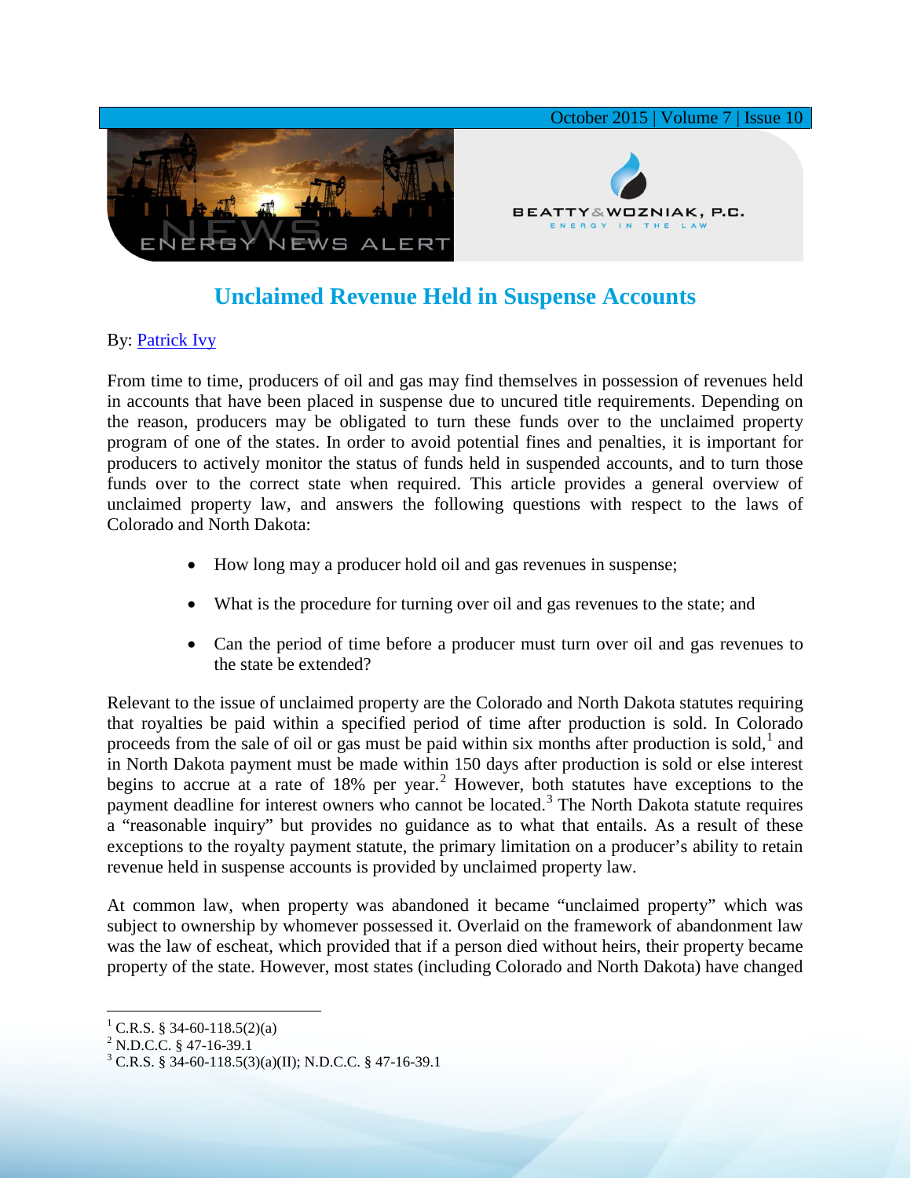# Unclaimed Revenue Held in Suspense Accounts

By: Patrick Ivy

From time to time, producers of oil and gas may find themselves in possession of revenues held in accounts that have been placed in suspense due to uncured title requirements. Depending on the reason, producers may be obligated to turn these funds over to the unclaimed property program of one of the states. In order to avoid potential fines and penalties, it is important for producers to actively monitor the status of funds held in suspended accounts, and to turn those funds over to the correct state when required. This article provides a general overview of unclaimed property law, and answers the following questions with respect to the laws of Colorado and North Dakota:

- How long may a producer hold oil and gas revenues in suspense;
- What is the procedure for turning over oil and gas revenues to the state; and
- Can the period of time before a producer must turn over oil and gas revenues to the state be extended?

Relevant to the issue of unclaimed property are the Colorado and North Dakota statutes requiring that royalties be paid within a specified period of time after production is sold. In Colorado proceeds from the sale of oil or gas must be paid within six months after production is sold,[1] and in North Dakota payment must be made within 150 days after production is sold or else interest begins to accrue at a rate of 18% per year.[2] However, both statutes have exceptions to the payment deadline for interest owners who cannot be located.[3] The North Dakota statute requires a "reasonable inquiry" but provides no guidance as to what that entails. As a result of these exceptions to the royalty payment statute, the primary limitation on a producer's ability to retain revenue held in suspense accounts is provided by unclaimed property law.

At common law, when property was abandoned it became "unclaimed property" which was subject to ownership by whomever possessed it. Overlaid on the framework of abandonment law was the law of escheat, which provided that if a person died without heirs, their property became property of the state. However, most states (including Colorado and North Dakota) have changed

---

[1] C.R.S. § 34-60-118.5(2)(a)

[2] N.D.C.C. § 47-16-39.1

[3] C.R.S. § 34-60-118.5(3)(a)(II); N.D.C.C. § 47-16-39.1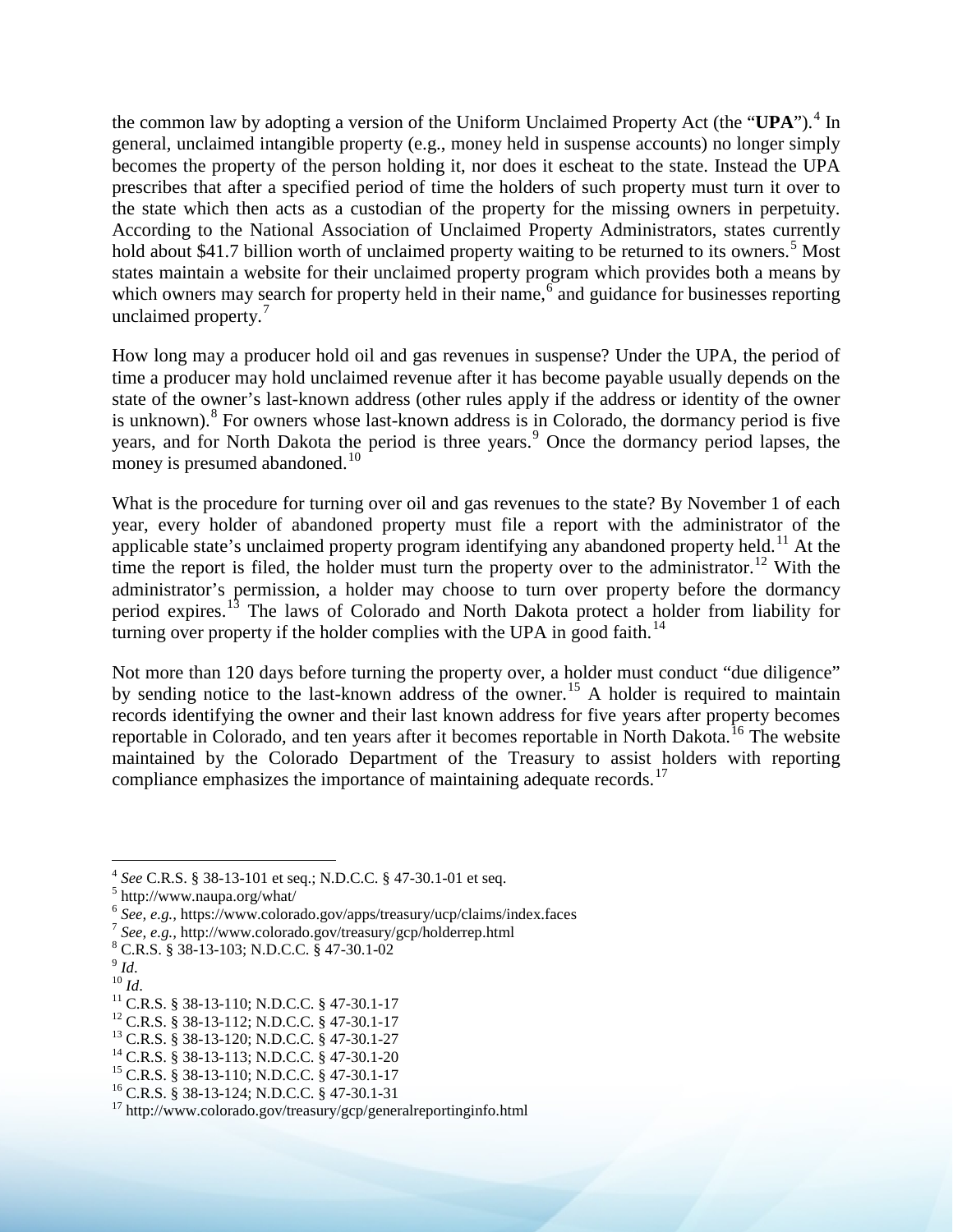the common law by adopting a version of the Uniform Unclaimed Property Act (the "**UPA**").[4] In general, unclaimed intangible property (e.g., money held in suspense accounts) no longer simply becomes the property of the person holding it, nor does it escheat to the state. Instead the UPA prescribes that after a specified period of time the holders of such property must turn it over to the state which then acts as a custodian of the property for the missing owners in perpetuity. According to the National Association of Unclaimed Property Administrators, states currently hold about $41.7 billion worth of unclaimed property waiting to be returned to its owners.[5] Most states maintain a website for their unclaimed property program which provides both a means by which owners may search for property held in their name,[6] and guidance for businesses reporting unclaimed property.[7]

How long may a producer hold oil and gas revenues in suspense? Under the UPA, the period of time a producer may hold unclaimed revenue after it has become payable usually depends on the state of the owner's last-known address (other rules apply if the address or identity of the owner is unknown).[8] For owners whose last-known address is in Colorado, the dormancy period is five years, and for North Dakota the period is three years.[9] Once the dormancy period lapses, the money is presumed abandoned.[10]

What is the procedure for turning over oil and gas revenues to the state? By November 1 of each year, every holder of abandoned property must file a report with the administrator of the applicable state's unclaimed property program identifying any abandoned property held.[11] At the time the report is filed, the holder must turn the property over to the administrator.[12] With the administrator's permission, a holder may choose to turn over property before the dormancy period expires.[13] The laws of Colorado and North Dakota protect a holder from liability for turning over property if the holder complies with the UPA in good faith.[14]

Not more than 120 days before turning the property over, a holder must conduct "due diligence" by sending notice to the last-known address of the owner.[15] A holder is required to maintain records identifying the owner and their last known address for five years after property becomes reportable in Colorado, and ten years after it becomes reportable in North Dakota.[16] The website maintained by the Colorado Department of the Treasury to assist holders with reporting compliance emphasizes the importance of maintaining adequate records.[17]

---

[4] *See* C.R.S. § 38-13-101 et seq.; N.D.C.C. § 47-30.1-01 et seq.

[5] http://www.naupa.org/what/

[6] *See, e.g.,* https://www.colorado.gov/apps/treasury/ucp/claims/index.faces

[7] *See, e.g.,* http://www.colorado.gov/treasury/gcp/holderrep.html

[8] C.R.S. § 38-13-103; N.D.C.C. § 47-30.1-02

[9] *Id*.

[10] *Id*.

[11] C.R.S. § 38-13-110; N.D.C.C. § 47-30.1-17

[12] C.R.S. § 38-13-112; N.D.C.C. § 47-30.1-17

[13] C.R.S. § 38-13-120; N.D.C.C. § 47-30.1-27

[14] C.R.S. § 38-13-113; N.D.C.C. § 47-30.1-20

[15] C.R.S. § 38-13-110; N.D.C.C. § 47-30.1-17

[16] C.R.S. § 38-13-124; N.D.C.C. § 47-30.1-31

[17] http://www.colorado.gov/treasury/gcp/generalreportinginfo.html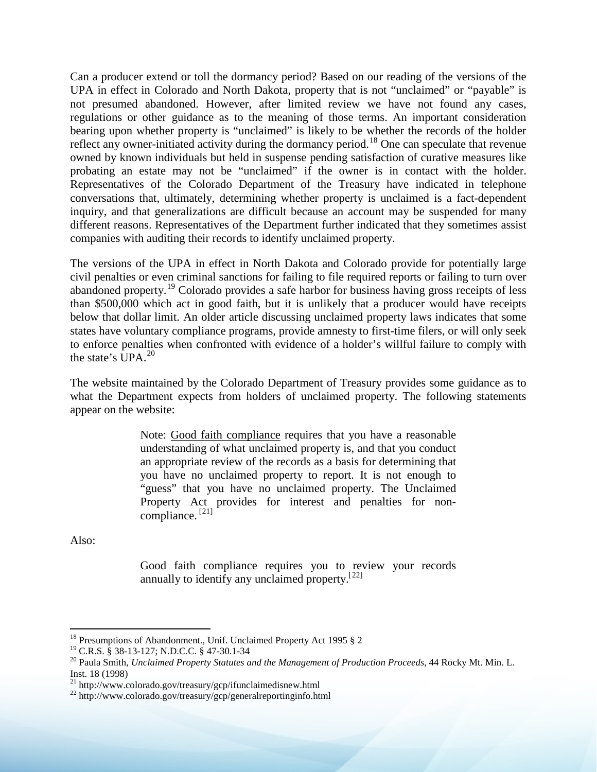Can a producer extend or toll the dormancy period? Based on our reading of the versions of the UPA in effect in Colorado and North Dakota, property that is not "unclaimed" or "payable" is not presumed abandoned. However, after limited review we have not found any cases, regulations or other guidance as to the meaning of those terms. An important consideration bearing upon whether property is "unclaimed" is likely to be whether the records of the holder reflect any owner-initiated activity during the dormancy period.[18] One can speculate that revenue owned by known individuals but held in suspense pending satisfaction of curative measures like probating an estate may not be "unclaimed" if the owner is in contact with the holder. Representatives of the Colorado Department of the Treasury have indicated in telephone conversations that, ultimately, determining whether property is unclaimed is a fact-dependent inquiry, and that generalizations are difficult because an account may be suspended for many different reasons. Representatives of the Department further indicated that they sometimes assist companies with auditing their records to identify unclaimed property.

The versions of the UPA in effect in North Dakota and Colorado provide for potentially large civil penalties or even criminal sanctions for failing to file required reports or failing to turn over abandoned property.[19] Colorado provides a safe harbor for business having gross receipts of less than $500,000 which act in good faith, but it is unlikely that a producer would have receipts below that dollar limit. An older article discussing unclaimed property laws indicates that some states have voluntary compliance programs, provide amnesty to first-time filers, or will only seek to enforce penalties when confronted with evidence of a holder's willful failure to comply with the state's UPA.[20]

The website maintained by the Colorado Department of Treasury provides some guidance as to what the Department expects from holders of unclaimed property. The following statements appear on the website:

> Note: Good faith compliance requires that you have a reasonable understanding of what unclaimed property is, and that you conduct an appropriate review of the records as a basis for determining that you have no unclaimed property to report. It is not enough to "guess" that you have no unclaimed property. The Unclaimed Property Act provides for interest and penalties for non-compliance. [21]

Also:

> Good faith compliance requires you to review your records annually to identify any unclaimed property.[22]

---

[18] Presumptions of Abandonment., Unif. Unclaimed Property Act 1995 § 2

[19] C.R.S. § 38-13-127; N.D.C.C. § 47-30.1-34

[20] Paula Smith, *Unclaimed Property Statutes and the Management of Production Proceeds*, 44 Rocky Mt. Min. L. Inst. 18 (1998)

[21] http://www.colorado.gov/treasury/gcp/ifunclaimedisnew.html

[22] http://www.colorado.gov/treasury/gcp/generalreportinginfo.html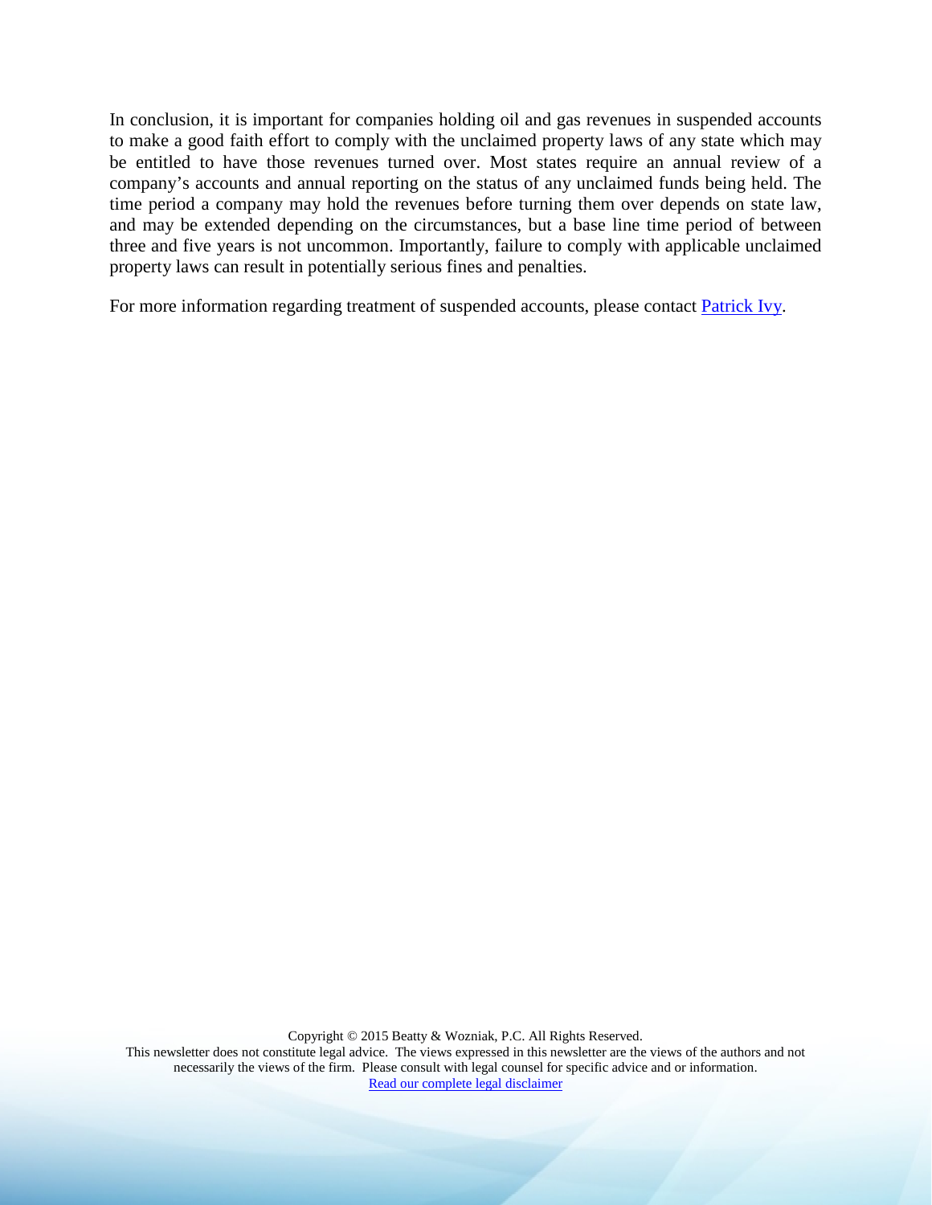In conclusion, it is important for companies holding oil and gas revenues in suspended accounts to make a good faith effort to comply with the unclaimed property laws of any state which may be entitled to have those revenues turned over. Most states require an annual review of a company's accounts and annual reporting on the status of any unclaimed funds being held. The time period a company may hold the revenues before turning them over depends on state law, and may be extended depending on the circumstances, but a base line time period of between three and five years is not uncommon. Importantly, failure to comply with applicable unclaimed property laws can result in potentially serious fines and penalties.

For more information regarding treatment of suspended accounts, please contact Patrick Ivy.

Copyright © 2015 Beatty & Wozniak, P.C. All Rights Reserved.
This newsletter does not constitute legal advice. The views expressed in this newsletter are the views of the authors and not necessarily the views of the firm. Please consult with legal counsel for specific advice and or information.
Read our complete legal disclaimer